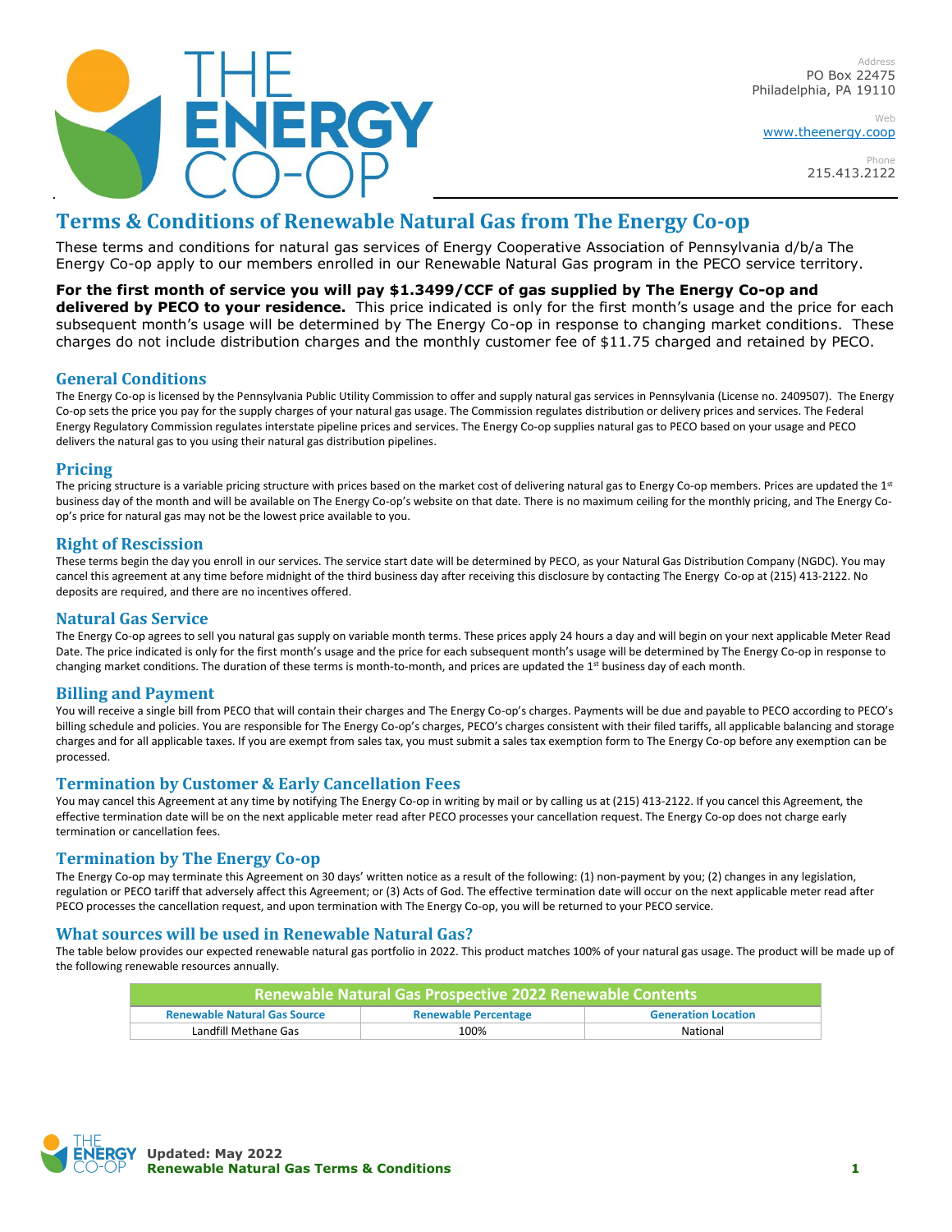Address
PO Box 22475
Philadelphia, PA 19110

Web
www.theenergy.coop

Phone
215.413.2122

# Terms & Conditions of Renewable Natural Gas from The Energy Co-op

These terms and conditions for natural gas services of Energy Cooperative Association of Pennsylvania d/b/a The Energy Co-op apply to our members enrolled in our Renewable Natural Gas program in the PECO service territory.

**For the first month of service you will pay $1.3499/CCF of gas supplied by The Energy Co-op and delivered by PECO to your residence.** This price indicated is only for the first month's usage and the price for each subsequent month's usage will be determined by The Energy Co-op in response to changing market conditions. These charges do not include distribution charges and the monthly customer fee of $11.75 charged and retained by PECO.

## General Conditions

The Energy Co-op is licensed by the Pennsylvania Public Utility Commission to offer and supply natural gas services in Pennsylvania (License no. 2409507). The Energy Co-op sets the price you pay for the supply charges of your natural gas usage. The Commission regulates distribution or delivery prices and services. The Federal Energy Regulatory Commission regulates interstate pipeline prices and services. The Energy Co-op supplies natural gas to PECO based on your usage and PECO delivers the natural gas to you using their natural gas distribution pipelines.

## Pricing

The pricing structure is a variable pricing structure with prices based on the market cost of delivering natural gas to Energy Co-op members. Prices are updated the 1st business day of the month and will be available on The Energy Co-op's website on that date. There is no maximum ceiling for the monthly pricing, and The Energy Co-op's price for natural gas may not be the lowest price available to you.

## Right of Rescission

These terms begin the day you enroll in our services. The service start date will be determined by PECO, as your Natural Gas Distribution Company (NGDC). You may cancel this agreement at any time before midnight of the third business day after receiving this disclosure by contacting The Energy Co-op at (215) 413-2122. No deposits are required, and there are no incentives offered.

## Natural Gas Service

The Energy Co-op agrees to sell you natural gas supply on variable month terms. These prices apply 24 hours a day and will begin on your next applicable Meter Read Date. The price indicated is only for the first month's usage and the price for each subsequent month's usage will be determined by The Energy Co-op in response to changing market conditions. The duration of these terms is month-to-month, and prices are updated the 1st business day of each month.

## Billing and Payment

You will receive a single bill from PECO that will contain their charges and The Energy Co-op's charges. Payments will be due and payable to PECO according to PECO's billing schedule and policies. You are responsible for The Energy Co-op's charges, PECO's charges consistent with their filed tariffs, all applicable balancing and storage charges and for all applicable taxes. If you are exempt from sales tax, you must submit a sales tax exemption form to The Energy Co-op before any exemption can be processed.

## Termination by Customer & Early Cancellation Fees

You may cancel this Agreement at any time by notifying The Energy Co-op in writing by mail or by calling us at (215) 413-2122. If you cancel this Agreement, the effective termination date will be on the next applicable meter read after PECO processes your cancellation request. The Energy Co-op does not charge early termination or cancellation fees.

## Termination by The Energy Co-op

The Energy Co-op may terminate this Agreement on 30 days' written notice as a result of the following: (1) non-payment by you; (2) changes in any legislation, regulation or PECO tariff that adversely affect this Agreement; or (3) Acts of God. The effective termination date will occur on the next applicable meter read after PECO processes the cancellation request, and upon termination with The Energy Co-op, you will be returned to your PECO service.

## What sources will be used in Renewable Natural Gas?

The table below provides our expected renewable natural gas portfolio in 2022. This product matches 100% of your natural gas usage. The product will be made up of the following renewable resources annually.

| Renewable Natural Gas Prospective 2022 Renewable Contents | | |
|---|---|---|
| Renewable Natural Gas Source | Renewable Percentage | Generation Location |
| Landfill Methane Gas | 100% | National |

Updated: May 2022
Renewable Natural Gas Terms & Conditions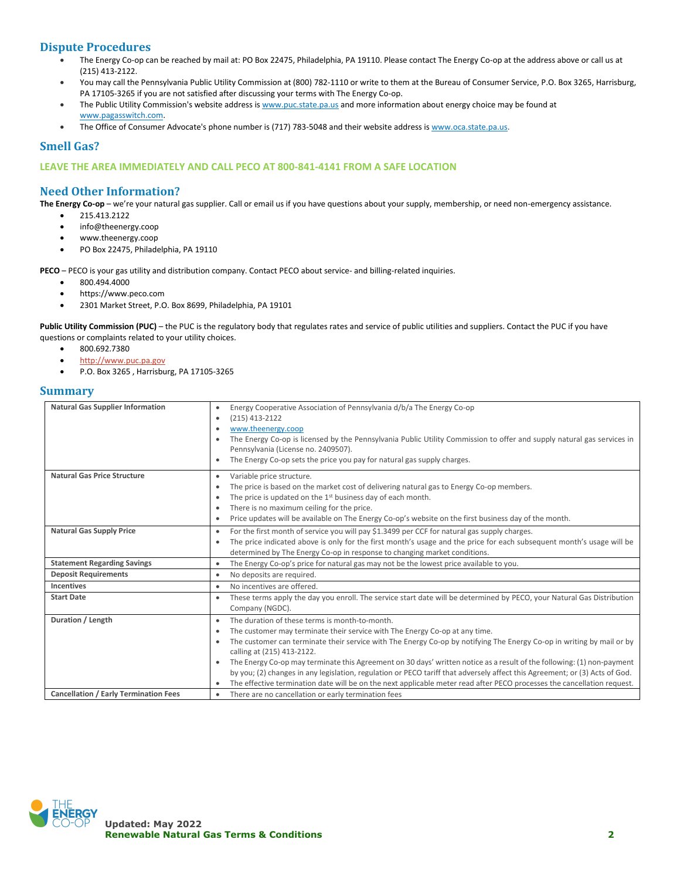## Dispute Procedures

- The Energy Co-op can be reached by mail at: PO Box 22475, Philadelphia, PA 19110. Please contact The Energy Co-op at the address above or call us at (215) 413-2122.
- You may call the Pennsylvania Public Utility Commission at (800) 782-1110 or write to them at the Bureau of Consumer Service, P.O. Box 3265, Harrisburg, PA 17105-3265 if you are not satisfied after discussing your terms with The Energy Co-op.
- The Public Utility Commission's website address is www.puc.state.pa.us and more information about energy choice may be found at www.pagasswitch.com.
- The Office of Consumer Advocate's phone number is (717) 783-5048 and their website address is www.oca.state.pa.us.

## Smell Gas?

**LEAVE THE AREA IMMEDIATELY AND CALL PECO AT 800-841-4141 FROM A SAFE LOCATION**

## Need Other Information?

**The Energy Co-op** – we're your natural gas supplier. Call or email us if you have questions about your supply, membership, or need non-emergency assistance.

- 215.413.2122
- info@theenergy.coop
- www.theenergy.coop
- PO Box 22475, Philadelphia, PA 19110

**PECO** – PECO is your gas utility and distribution company. Contact PECO about service- and billing-related inquiries.

- 800.494.4000
- https://www.peco.com
- 2301 Market Street, P.O. Box 8699, Philadelphia, PA 19101

**Public Utility Commission (PUC)** – the PUC is the regulatory body that regulates rates and service of public utilities and suppliers. Contact the PUC if you have questions or complaints related to your utility choices.

- 800.692.7380
- http://www.puc.pa.gov
- P.O. Box 3265 , Harrisburg, PA 17105-3265

## Summary

| | |
|---|---|
| **Natural Gas Supplier Information** | • Energy Cooperative Association of Pennsylvania d/b/a The Energy Co-op<br>• (215) 413-2122<br>• www.theenergy.coop<br>• The Energy Co-op is licensed by the Pennsylvania Public Utility Commission to offer and supply natural gas services in Pennsylvania (License no. 2409507).<br>• The Energy Co-op sets the price you pay for natural gas supply charges. |
| **Natural Gas Price Structure** | • Variable price structure.<br>• The price is based on the market cost of delivering natural gas to Energy Co-op members.<br>• The price is updated on the 1st business day of each month.<br>• There is no maximum ceiling for the price.<br>• Price updates will be available on The Energy Co-op's website on the first business day of the month. |
| **Natural Gas Supply Price** | • For the first month of service you will pay $1.3499 per CCF for natural gas supply charges.<br>• The price indicated above is only for the first month's usage and the price for each subsequent month's usage will be determined by The Energy Co-op in response to changing market conditions. |
| **Statement Regarding Savings** | • The Energy Co-op's price for natural gas may not be the lowest price available to you. |
| **Deposit Requirements** | • No deposits are required. |
| **Incentives** | • No incentives are offered. |
| **Start Date** | • These terms apply the day you enroll. The service start date will be determined by PECO, your Natural Gas Distribution Company (NGDC). |
| **Duration / Length** | • The duration of these terms is month-to-month.<br>• The customer may terminate their service with The Energy Co-op at any time.<br>• The customer can terminate their service with The Energy Co-op by notifying The Energy Co-op in writing by mail or by calling at (215) 413-2122.<br>• The Energy Co-op may terminate this Agreement on 30 days' written notice as a result of the following: (1) non-payment by you; (2) changes in any legislation, regulation or PECO tariff that adversely affect this Agreement; or (3) Acts of God.<br>• The effective termination date will be on the next applicable meter read after PECO processes the cancellation request. |
| **Cancellation / Early Termination Fees** | • There are no cancellation or early termination fees |

**Updated: May 2022**
**Renewable Natural Gas Terms & Conditions**